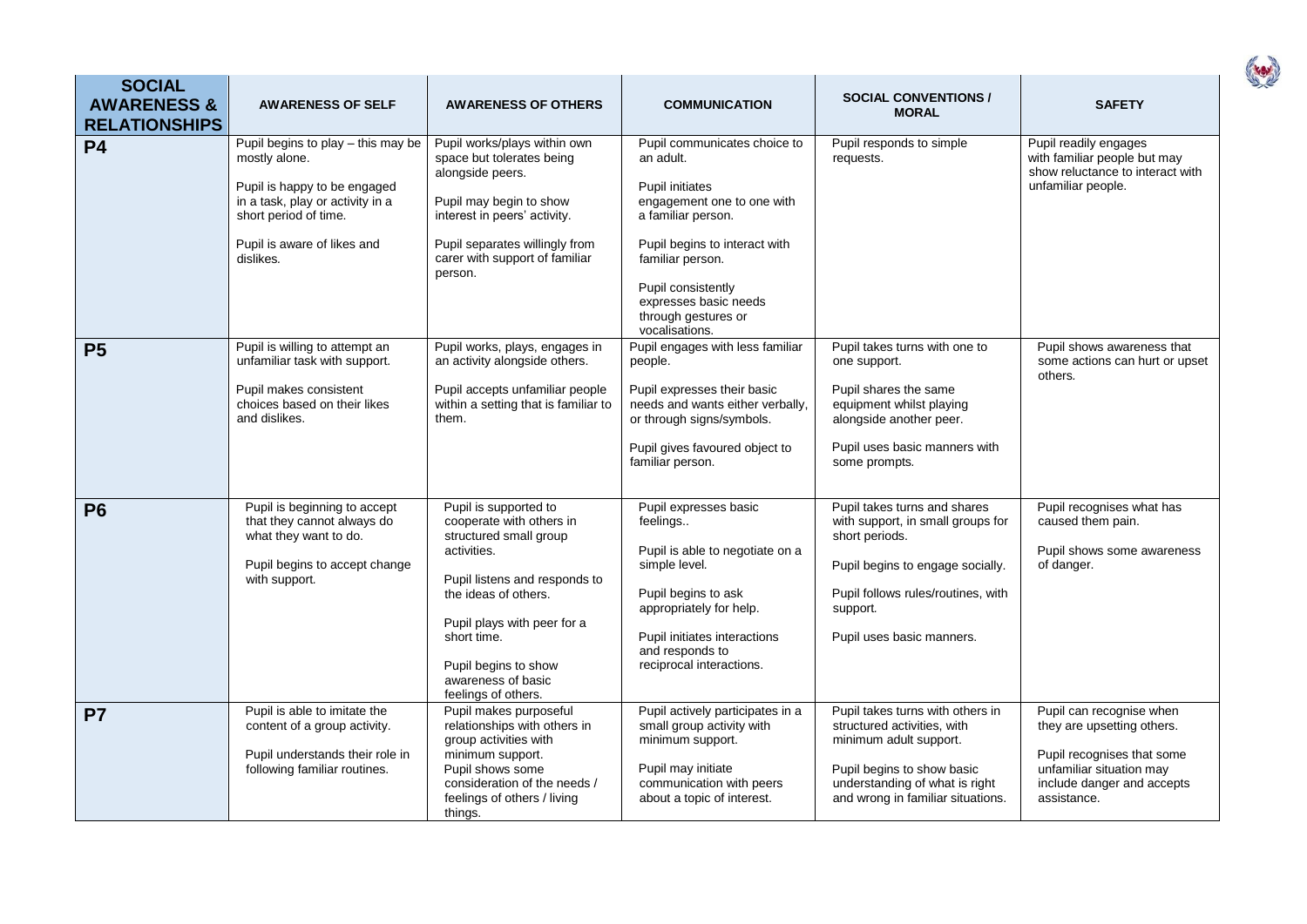| SOCIAL AWARENESS & RELATIONSHIPS | AWARENESS OF SELF | AWARENESS OF OTHERS | COMMUNICATION | SOCIAL CONVENTIONS / MORAL | SAFETY |
|---|---|---|---|---|---|
| **P4** | Pupil begins to play – this may be mostly alone.<br><br>Pupil is happy to be engaged in a task, play or activity in a short period of time.<br><br>Pupil is aware of likes and dislikes. | Pupil works/plays within own space but tolerates being alongside peers.<br><br>Pupil may begin to show interest in peers' activity.<br><br>Pupil separates willingly from carer with support of familiar person. | Pupil communicates choice to an adult.<br><br>Pupil initiates engagement one to one with a familiar person.<br><br>Pupil begins to interact with familiar person.<br><br>Pupil consistently expresses basic needs through gestures or vocalisations. | Pupil responds to simple requests. | Pupil readily engages with familiar people but may show reluctance to interact with unfamiliar people. |
| **P5** | Pupil is willing to attempt an unfamiliar task with support.<br><br>Pupil makes consistent choices based on their likes and dislikes. | Pupil works, plays, engages in an activity alongside others.<br><br>Pupil accepts unfamiliar people within a setting that is familiar to them. | Pupil engages with less familiar people.<br><br>Pupil expresses their basic needs and wants either verbally, or through signs/symbols.<br><br>Pupil gives favoured object to familiar person. | Pupil takes turns with one to one support.<br><br>Pupil shares the same equipment whilst playing alongside another peer.<br><br>Pupil uses basic manners with some prompts. | Pupil shows awareness that some actions can hurt or upset others. |
| **P6** | Pupil is beginning to accept that they cannot always do what they want to do.<br><br>Pupil begins to accept change with support. | Pupil is supported to cooperate with others in structured small group activities.<br><br>Pupil listens and responds to the ideas of others.<br><br>Pupil plays with peer for a short time.<br><br>Pupil begins to show awareness of basic feelings of others. | Pupil expresses basic feelings..<br><br>Pupil is able to negotiate on a simple level.<br><br>Pupil begins to ask appropriately for help.<br><br>Pupil initiates interactions and responds to reciprocal interactions. | Pupil takes turns and shares with support, in small groups for short periods.<br><br>Pupil begins to engage socially.<br><br>Pupil follows rules/routines, with support.<br><br>Pupil uses basic manners. | Pupil recognises what has caused them pain.<br><br>Pupil shows some awareness of danger. |
| **P7** | Pupil is able to imitate the content of a group activity.<br><br>Pupil understands their role in following familiar routines. | Pupil makes purposeful relationships with others in group activities with minimum support.<br>Pupil shows some consideration of the needs / feelings of others / living things. | Pupil actively participates in a small group activity with minimum support.<br><br>Pupil may initiate communication with peers about a topic of interest. | Pupil takes turns with others in structured activities, with minimum adult support.<br><br>Pupil begins to show basic understanding of what is right and wrong in familiar situations. | Pupil can recognise when they are upsetting others.<br><br>Pupil recognises that some unfamiliar situation may include danger and accepts assistance. |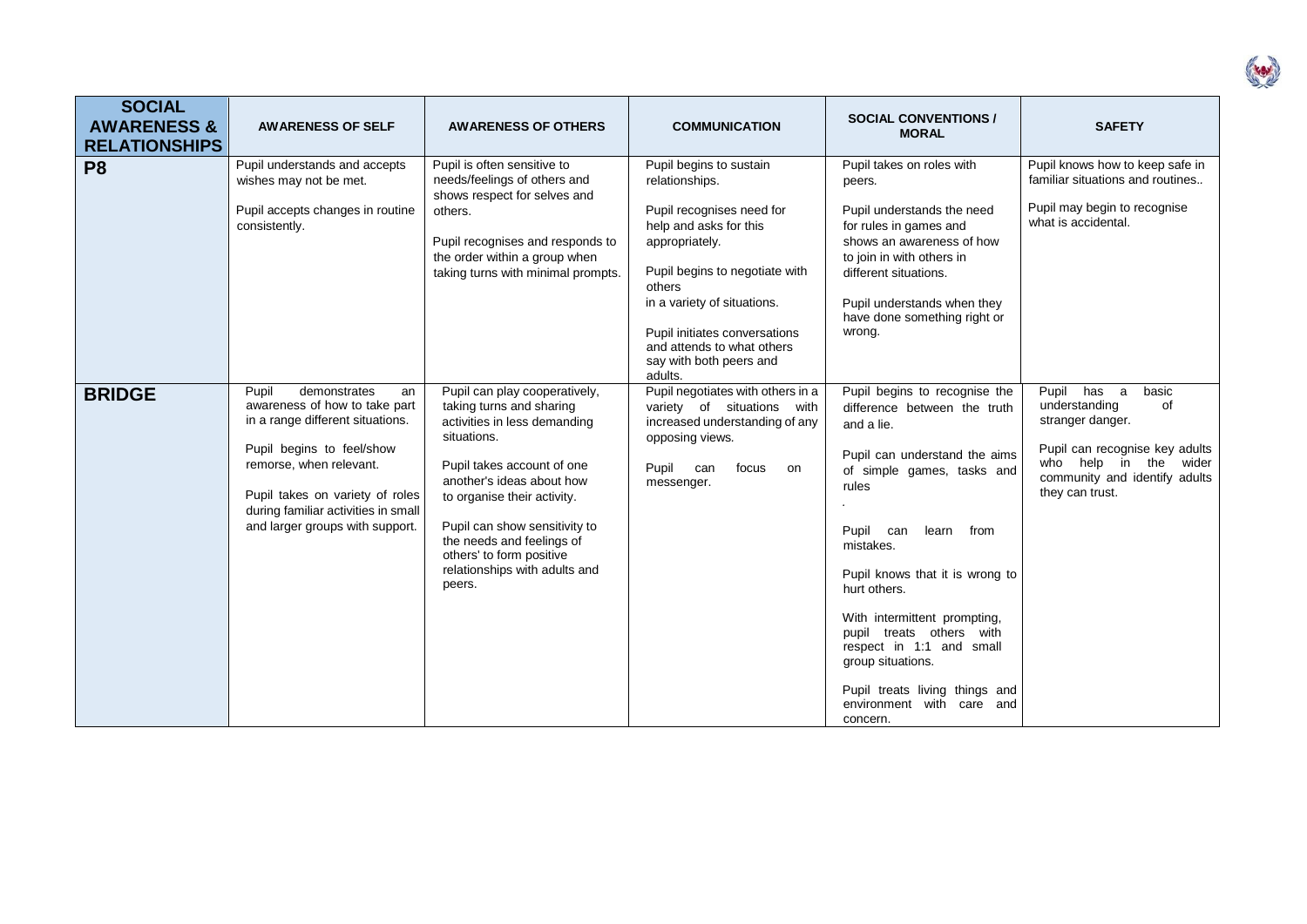| SOCIAL AWARENESS & RELATIONSHIPS | AWARENESS OF SELF | AWARENESS OF OTHERS | COMMUNICATION | SOCIAL CONVENTIONS / MORAL | SAFETY |
|---|---|---|---|---|---|
| **P8** | Pupil understands and accepts wishes may not be met.<br><br>Pupil accepts changes in routine consistently. | Pupil is often sensitive to needs/feelings of others and shows respect for selves and others.<br><br>Pupil recognises and responds to the order within a group when taking turns with minimal prompts. | Pupil begins to sustain relationships.<br><br>Pupil recognises need for help and asks for this appropriately.<br><br>Pupil begins to negotiate with others in a variety of situations.<br><br>Pupil initiates conversations and attends to what others say with both peers and adults. | Pupil takes on roles with peers.<br><br>Pupil understands the need for rules in games and shows an awareness of how to join in with others in different situations.<br><br>Pupil understands when they have done something right or wrong. | Pupil knows how to keep safe in familiar situations and routines..<br><br>Pupil may begin to recognise what is accidental. |
| **BRIDGE** | Pupil demonstrates an awareness of how to take part in a range different situations.<br><br>Pupil begins to feel/show remorse, when relevant.<br><br>Pupil takes on variety of roles during familiar activities in small and larger groups with support. | Pupil can play cooperatively, taking turns and sharing activities in less demanding situations.<br><br>Pupil takes account of one another's ideas about how to organise their activity.<br><br>Pupil can show sensitivity to the needs and feelings of others' to form positive relationships with adults and peers. | Pupil negotiates with others in a variety of situations with increased understanding of any opposing views.<br><br>Pupil can focus on messenger. | Pupil begins to recognise the difference between the truth and a lie.<br><br>Pupil can understand the aims of simple games, tasks and rules<br>.<br><br>Pupil can learn from mistakes.<br><br>Pupil knows that it is wrong to hurt others.<br><br>With intermittent prompting, pupil treats others with respect in 1:1 and small group situations.<br><br>Pupil treats living things and environment with care and concern. | Pupil has a basic understanding of stranger danger.<br><br>Pupil can recognise key adults who help in the wider community and identify adults they can trust. |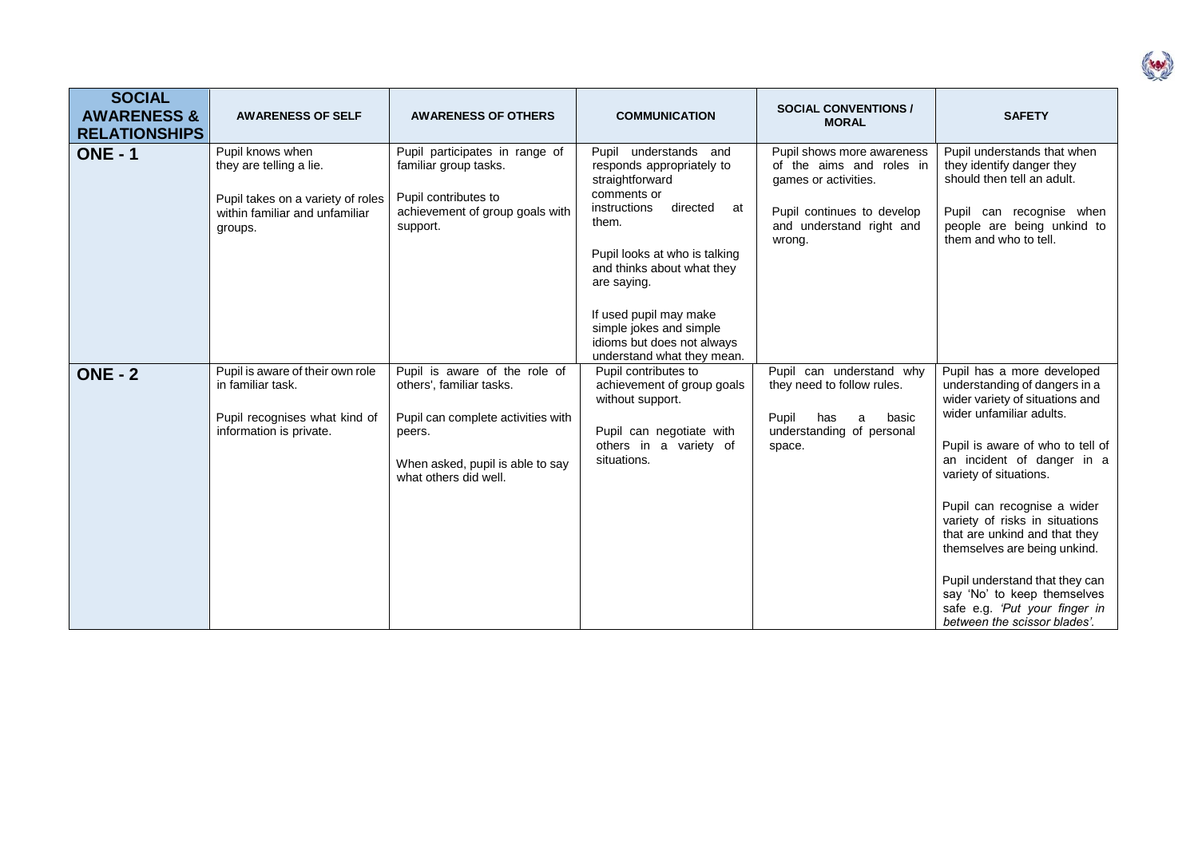| SOCIAL AWARENESS & RELATIONSHIPS | AWARENESS OF SELF | AWARENESS OF OTHERS | COMMUNICATION | SOCIAL CONVENTIONS / MORAL | SAFETY |
|---|---|---|---|---|---|
| **ONE - 1** | Pupil knows when they are telling a lie.<br><br>Pupil takes on a variety of roles within familiar and unfamiliar groups. | Pupil participates in range of familiar group tasks.<br><br>Pupil contributes to achievement of group goals with support. | Pupil understands and responds appropriately to straightforward comments or instructions directed at them.<br><br>Pupil looks at who is talking and thinks about what they are saying.<br><br>If used pupil may make simple jokes and simple idioms but does not always understand what they mean. | Pupil shows more awareness of the aims and roles in games or activities.<br><br>Pupil continues to develop and understand right and wrong. | Pupil understands that when they identify danger they should then tell an adult.<br><br>Pupil can recognise when people are being unkind to them and who to tell. |
| **ONE - 2** | Pupil is aware of their own role in familiar task.<br><br>Pupil recognises what kind of information is private. | Pupil is aware of the role of others', familiar tasks.<br><br>Pupil can complete activities with peers.<br><br>When asked, pupil is able to say what others did well. | Pupil contributes to achievement of group goals without support.<br><br>Pupil can negotiate with others in a variety of situations. | Pupil can understand why they need to follow rules.<br><br>Pupil has a basic understanding of personal space. | Pupil has a more developed understanding of dangers in a wider variety of situations and wider unfamiliar adults.<br><br>Pupil is aware of who to tell of an incident of danger in a variety of situations.<br><br>Pupil can recognise a wider variety of risks in situations that are unkind and that they themselves are being unkind.<br><br>Pupil understand that they can say 'No' to keep themselves safe e.g. *'Put your finger in between the scissor blades'.* |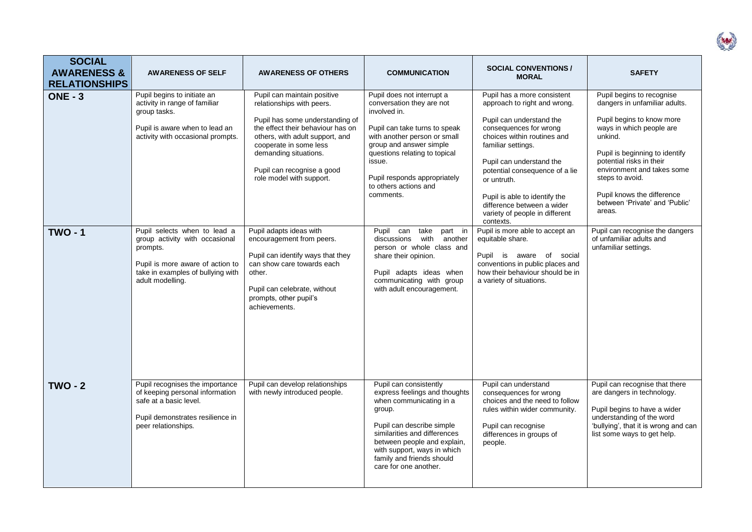| SOCIAL AWARENESS & RELATIONSHIPS | AWARENESS OF SELF | AWARENESS OF OTHERS | COMMUNICATION | SOCIAL CONVENTIONS / MORAL | SAFETY |
|---|---|---|---|---|---|
| **ONE - 3** | Pupil begins to initiate an activity in range of familiar group tasks.<br><br>Pupil is aware when to lead an activity with occasional prompts. | Pupil can maintain positive relationships with peers.<br><br>Pupil has some understanding of the effect their behaviour has on others, with adult support, and cooperate in some less demanding situations.<br><br>Pupil can recognise a good role model with support. | Pupil does not interrupt a conversation they are not involved in.<br><br>Pupil can take turns to speak with another person or small group and answer simple questions relating to topical issue.<br><br>Pupil responds appropriately to others actions and comments. | Pupil has a more consistent approach to right and wrong.<br><br>Pupil can understand the consequences for wrong choices within routines and familiar settings.<br><br>Pupil can understand the potential consequence of a lie or untruth.<br><br>Pupil is able to identify the difference between a wider variety of people in different contexts. | Pupil begins to recognise dangers in unfamiliar adults.<br><br>Pupil begins to know more ways in which people are unkind.<br><br>Pupil is beginning to identify potential risks in their environment and takes some steps to avoid.<br><br>Pupil knows the difference between 'Private' and 'Public' areas. |
| **TWO - 1** | Pupil selects when to lead a group activity with occasional prompts.<br><br>Pupil is more aware of action to take in examples of bullying with adult modelling. | Pupil adapts ideas with encouragement from peers.<br><br>Pupil can identify ways that they can show care towards each other.<br><br>Pupil can celebrate, without prompts, other pupil's achievements. | Pupil can take part in discussions with another person or whole class and share their opinion.<br><br>Pupil adapts ideas when communicating with group with adult encouragement. | Pupil is more able to accept an equitable share.<br><br>Pupil is aware of social conventions in public places and how their behaviour should be in a variety of situations. | Pupil can recognise the dangers of unfamiliar adults and unfamiliar settings. |
| **TWO - 2** | Pupil recognises the importance of keeping personal information safe at a basic level.<br><br>Pupil demonstrates resilience in peer relationships. | Pupil can develop relationships with newly introduced people. | Pupil can consistently express feelings and thoughts when communicating in a group.<br><br>Pupil can describe simple similarities and differences between people and explain, with support, ways in which family and friends should care for one another. | Pupil can understand consequences for wrong choices and the need to follow rules within wider community.<br><br>Pupil can recognise differences in groups of people. | Pupil can recognise that there are dangers in technology.<br><br>Pupil begins to have a wider understanding of the word 'bullying', that it is wrong and can list some ways to get help. |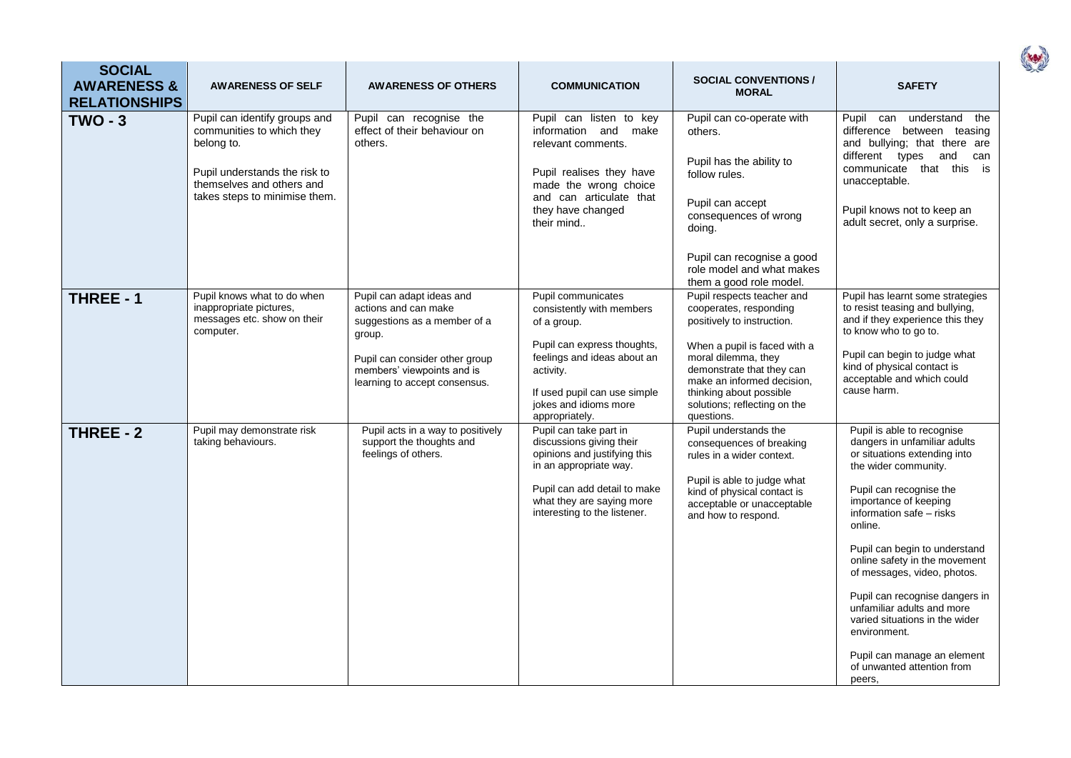| SOCIAL AWARENESS & RELATIONSHIPS | AWARENESS OF SELF | AWARENESS OF OTHERS | COMMUNICATION | SOCIAL CONVENTIONS / MORAL | SAFETY |
|---|---|---|---|---|---|
| **TWO - 3** | Pupil can identify groups and communities to which they belong to.<br><br>Pupil understands the risk to themselves and others and takes steps to minimise them. | Pupil can recognise the effect of their behaviour on others. | Pupil can listen to key information and make relevant comments.<br><br>Pupil realises they have made the wrong choice and can articulate that they have changed their mind.. | Pupil can co-operate with others.<br><br>Pupil has the ability to follow rules.<br><br>Pupil can accept consequences of wrong doing.<br><br>Pupil can recognise a good role model and what makes them a good role model. | Pupil can understand the difference between teasing and bullying; that there are different types and can communicate that this is unacceptable.<br><br>Pupil knows not to keep an adult secret, only a surprise. |
| **THREE - 1** | Pupil knows what to do when inappropriate pictures, messages etc. show on their computer. | Pupil can adapt ideas and actions and can make suggestions as a member of a group.<br><br>Pupil can consider other group members' viewpoints and is learning to accept consensus. | Pupil communicates consistently with members of a group.<br><br>Pupil can express thoughts, feelings and ideas about an activity.<br><br>If used pupil can use simple jokes and idioms more appropriately. | Pupil respects teacher and cooperates, responding positively to instruction.<br><br>When a pupil is faced with a moral dilemma, they demonstrate that they can make an informed decision, thinking about possible solutions; reflecting on the questions. | Pupil has learnt some strategies to resist teasing and bullying, and if they experience this they to know who to go to.<br><br>Pupil can begin to judge what kind of physical contact is acceptable and which could cause harm. |
| **THREE - 2** | Pupil may demonstrate risk taking behaviours. | Pupil acts in a way to positively support the thoughts and feelings of others. | Pupil can take part in discussions giving their opinions and justifying this in an appropriate way.<br><br>Pupil can add detail to make what they are saying more interesting to the listener. | Pupil understands the consequences of breaking rules in a wider context.<br><br>Pupil is able to judge what kind of physical contact is acceptable or unacceptable and how to respond. | Pupil is able to recognise dangers in unfamiliar adults or situations extending into the wider community.<br><br>Pupil can recognise the importance of keeping information safe – risks online.<br><br>Pupil can begin to understand online safety in the movement of messages, video, photos.<br><br>Pupil can recognise dangers in unfamiliar adults and more varied situations in the wider environment.<br><br>Pupil can manage an element of unwanted attention from peers, |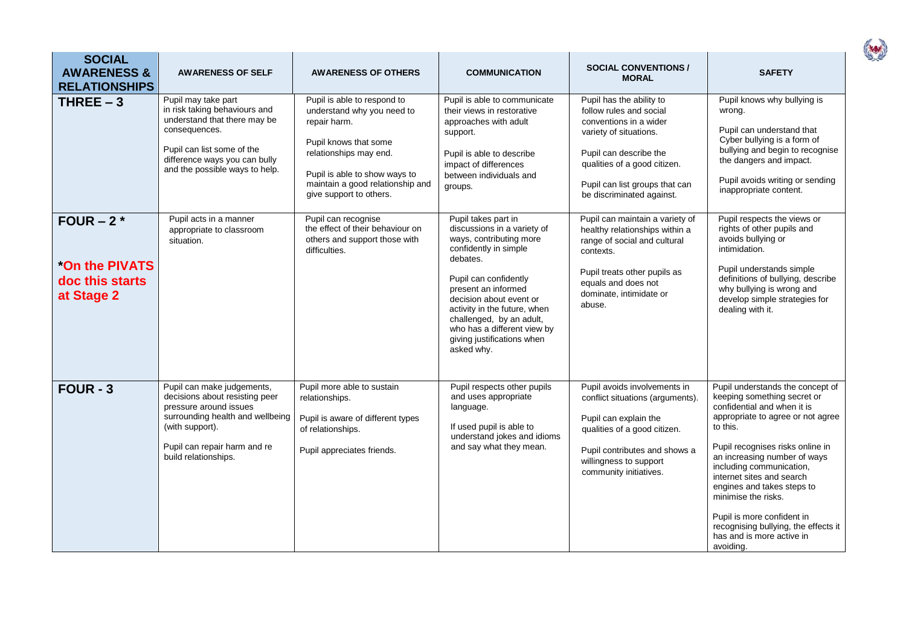| SOCIAL AWARENESS & RELATIONSHIPS | AWARENESS OF SELF | AWARENESS OF OTHERS | COMMUNICATION | SOCIAL CONVENTIONS / MORAL | SAFETY |
|---|---|---|---|---|---|
| **THREE – 3** | Pupil may take part in risk taking behaviours and understand that there may be consequences.<br><br>Pupil can list some of the difference ways you can bully and the possible ways to help. | Pupil is able to respond to understand why you need to repair harm.<br><br>Pupil knows that some relationships may end.<br><br>Pupil is able to show ways to maintain a good relationship and give support to others. | Pupil is able to communicate their views in restorative approaches with adult support.<br><br>Pupil is able to describe impact of differences between individuals and groups. | Pupil has the ability to follow rules and social conventions in a wider variety of situations.<br><br>Pupil can describe the qualities of a good citizen.<br><br>Pupil can list groups that can be discriminated against. | Pupil knows why bullying is wrong.<br><br>Pupil can understand that Cyber bullying is a form of bullying and begin to recognise the dangers and impact.<br><br>Pupil avoids writing or sending inappropriate content. |
| **FOUR – 2 \***<br><br>**\*On the PIVATS doc this starts at Stage 2** | Pupil acts in a manner appropriate to classroom situation. | Pupil can recognise the effect of their behaviour on others and support those with difficulties. | Pupil takes part in discussions in a variety of ways, contributing more confidently in simple debates.<br><br>Pupil can confidently present an informed decision about event or activity in the future, when challenged, by an adult, who has a different view by giving justifications when asked why. | Pupil can maintain a variety of healthy relationships within a range of social and cultural contexts.<br><br>Pupil treats other pupils as equals and does not dominate, intimidate or abuse. | Pupil respects the views or rights of other pupils and avoids bullying or intimidation.<br><br>Pupil understands simple definitions of bullying, describe why bullying is wrong and develop simple strategies for dealing with it. |
| **FOUR - 3** | Pupil can make judgements, decisions about resisting peer pressure around issues surrounding health and wellbeing (with support).<br><br>Pupil can repair harm and re build relationships. | Pupil more able to sustain relationships.<br><br>Pupil is aware of different types of relationships.<br><br>Pupil appreciates friends. | Pupil respects other pupils and uses appropriate language.<br><br>If used pupil is able to understand jokes and idioms and say what they mean. | Pupil avoids involvements in conflict situations (arguments).<br><br>Pupil can explain the qualities of a good citizen.<br><br>Pupil contributes and shows a willingness to support community initiatives. | Pupil understands the concept of keeping something secret or confidential and when it is appropriate to agree or not agree to this.<br><br>Pupil recognises risks online in an increasing number of ways including communication, internet sites and search engines and takes steps to minimise the risks.<br><br>Pupil is more confident in recognising bullying, the effects it has and is more active in avoiding. |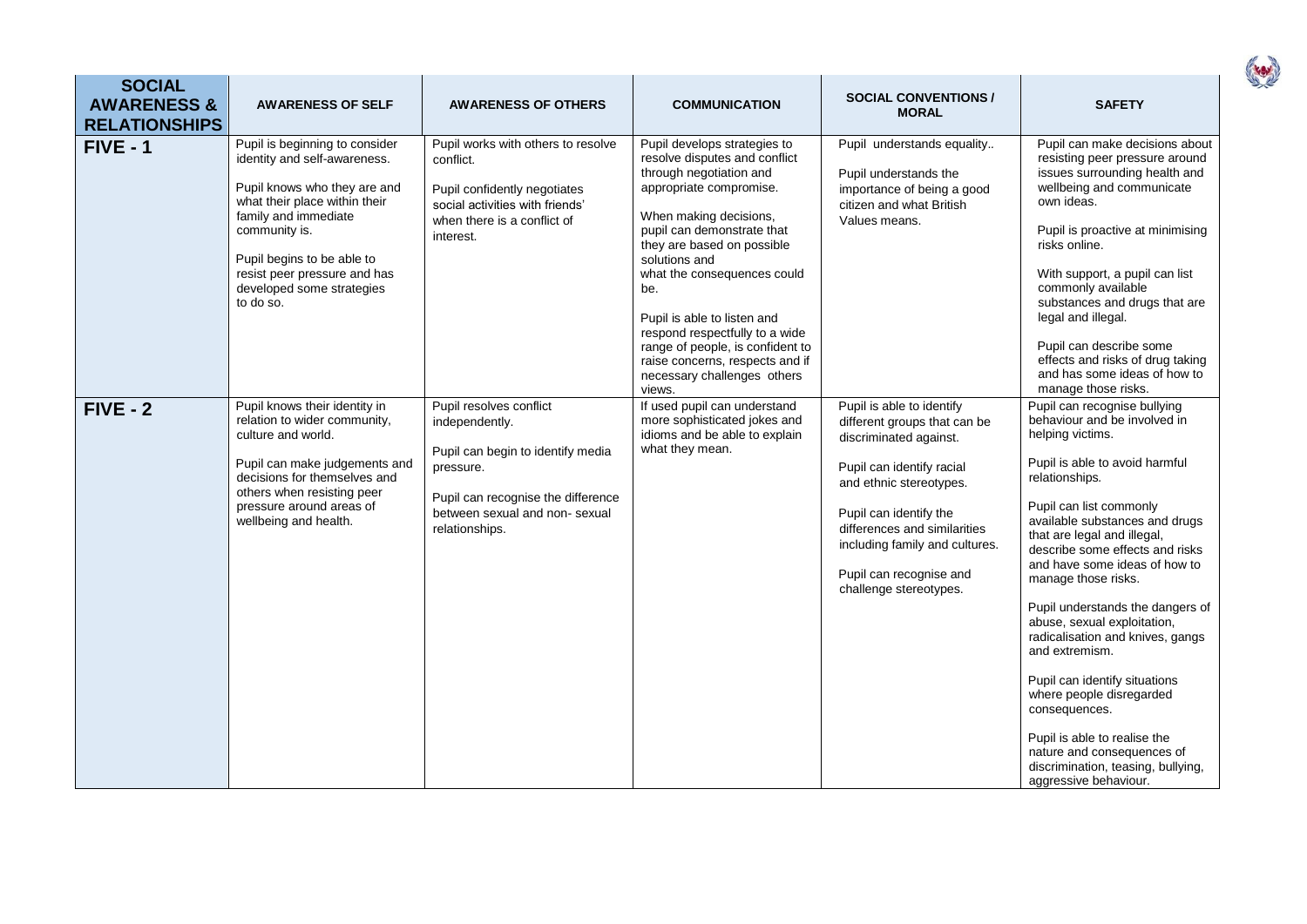| SOCIAL AWARENESS & RELATIONSHIPS | AWARENESS OF SELF | AWARENESS OF OTHERS | COMMUNICATION | SOCIAL CONVENTIONS / MORAL | SAFETY |
|---|---|---|---|---|---|
| **FIVE - 1** | Pupil is beginning to consider identity and self-awareness.<br><br>Pupil knows who they are and what their place within their family and immediate community is.<br><br>Pupil begins to be able to resist peer pressure and has developed some strategies to do so. | Pupil works with others to resolve conflict.<br><br>Pupil confidently negotiates social activities with friends' when there is a conflict of interest. | Pupil develops strategies to resolve disputes and conflict through negotiation and appropriate compromise.<br><br>When making decisions, pupil can demonstrate that they are based on possible solutions and what the consequences could be.<br><br>Pupil is able to listen and respond respectfully to a wide range of people, is confident to raise concerns, respects and if necessary challenges others views. | Pupil understands equality..<br><br>Pupil understands the importance of being a good citizen and what British Values means. | Pupil can make decisions about resisting peer pressure around issues surrounding health and wellbeing and communicate own ideas.<br><br>Pupil is proactive at minimising risks online.<br><br>With support, a pupil can list commonly available substances and drugs that are legal and illegal.<br><br>Pupil can describe some effects and risks of drug taking and has some ideas of how to manage those risks. |
| **FIVE - 2** | Pupil knows their identity in relation to wider community, culture and world.<br><br>Pupil can make judgements and decisions for themselves and others when resisting peer pressure around areas of wellbeing and health. | Pupil resolves conflict independently.<br><br>Pupil can begin to identify media pressure.<br><br>Pupil can recognise the difference between sexual and non- sexual relationships. | If used pupil can understand more sophisticated jokes and idioms and be able to explain what they mean. | Pupil is able to identify different groups that can be discriminated against.<br><br>Pupil can identify racial and ethnic stereotypes.<br><br>Pupil can identify the differences and similarities including family and cultures.<br><br>Pupil can recognise and challenge stereotypes. | Pupil can recognise bullying behaviour and be involved in helping victims.<br><br>Pupil is able to avoid harmful relationships.<br><br>Pupil can list commonly available substances and drugs that are legal and illegal, describe some effects and risks and have some ideas of how to manage those risks.<br><br>Pupil understands the dangers of abuse, sexual exploitation, radicalisation and knives, gangs and extremism.<br><br>Pupil can identify situations where people disregarded consequences.<br><br>Pupil is able to realise the nature and consequences of discrimination, teasing, bullying, aggressive behaviour. |